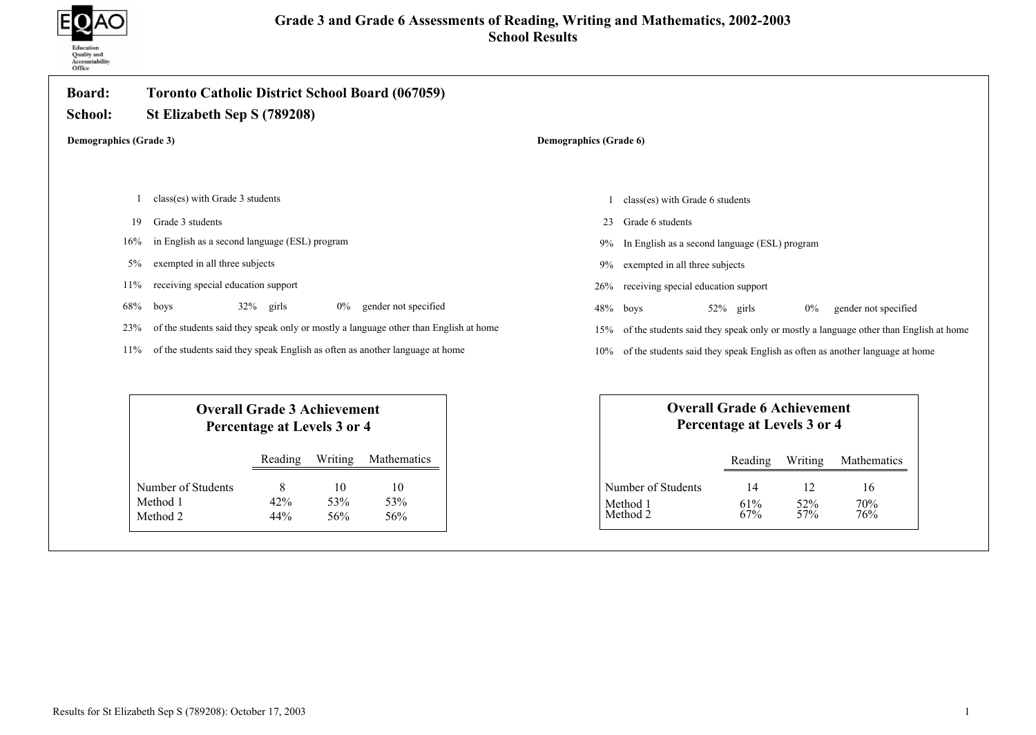# Grade 3 and Grade 6 Assessments of Reading, Writing and Mathematics, 2002-2003
## School Results

**Board:** Toronto Catholic District School Board (067059)

**School:** St Elizabeth Sep S (789208)

### Demographics (Grade 3)

| | |
|---|---|
| 1 | class(es) with Grade 3 students |
| 19 | Grade 3 students |
| 16% | in English as a second language (ESL) program |
| 5% | exempted in all three subjects |
| 11% | receiving special education support |
| 68% | boys — 32% girls — 0% gender not specified |
| 23% | of the students said they speak only or mostly a language other than English at home |
| 11% | of the students said they speak English as often as another language at home |

### Overall Grade 3 Achievement Percentage at Levels 3 or 4

| | Reading | Writing | Mathematics |
|---|---|---|---|
| Number of Students | 8 | 10 | 10 |
| Method 1 | 42% | 53% | 53% |
| Method 2 | 44% | 56% | 56% |

### Demographics (Grade 6)

| | |
|---|---|
| 1 | class(es) with Grade 6 students |
| 23 | Grade 6 students |
| 9% | In English as a second language (ESL) program |
| 9% | exempted in all three subjects |
| 26% | receiving special education support |
| 48% | boys — 52% girls — 0% gender not specified |
| 15% | of the students said they speak only or mostly a language other than English at home |
| 10% | of the students said they speak English as often as another language at home |

### Overall Grade 6 Achievement Percentage at Levels 3 or 4

| | Reading | Writing | Mathematics |
|---|---|---|---|
| Number of Students | 14 | 12 | 16 |
| Method 1 | 61% | 52% | 70% |
| Method 2 | 67% | 57% | 76% |

Results for St Elizabeth Sep S (789208): October 17, 2003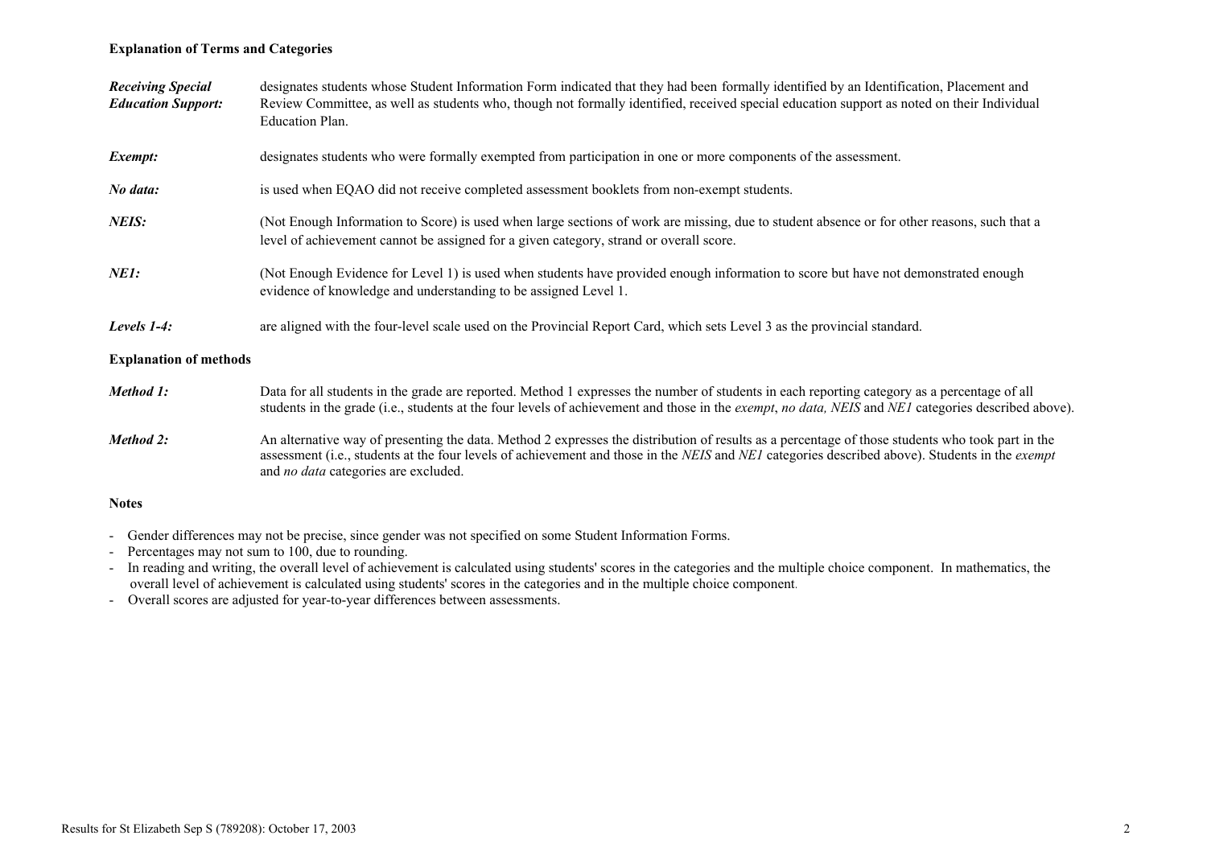**Explanation of Terms and Categories**

***Receiving Special Education Support:*** designates students whose Student Information Form indicated that they had been formally identified by an Identification, Placement and Review Committee, as well as students who, though not formally identified, received special education support as noted on their Individual Education Plan.

***Exempt:*** designates students who were formally exempted from participation in one or more components of the assessment.

***No data:*** is used when EQAO did not receive completed assessment booklets from non-exempt students.

***NEIS:*** (Not Enough Information to Score) is used when large sections of work are missing, due to student absence or for other reasons, such that a level of achievement cannot be assigned for a given category, strand or overall score.

***NE1:*** (Not Enough Evidence for Level 1) is used when students have provided enough information to score but have not demonstrated enough evidence of knowledge and understanding to be assigned Level 1.

***Levels 1-4:*** are aligned with the four-level scale used on the Provincial Report Card, which sets Level 3 as the provincial standard.

**Explanation of methods**

***Method 1:*** Data for all students in the grade are reported. Method 1 expresses the number of students in each reporting category as a percentage of all students in the grade (i.e., students at the four levels of achievement and those in the *exempt*, *no data, NEIS* and *NE1* categories described above).

***Method 2:*** An alternative way of presenting the data. Method 2 expresses the distribution of results as a percentage of those students who took part in the assessment (i.e., students at the four levels of achievement and those in the *NEIS* and *NE1* categories described above). Students in the *exempt* and *no data* categories are excluded.

**Notes**

- Gender differences may not be precise, since gender was not specified on some Student Information Forms.
- Percentages may not sum to 100, due to rounding.
- In reading and writing, the overall level of achievement is calculated using students' scores in the categories and the multiple choice component. In mathematics, the overall level of achievement is calculated using students' scores in the categories and in the multiple choice component.
- Overall scores are adjusted for year-to-year differences between assessments.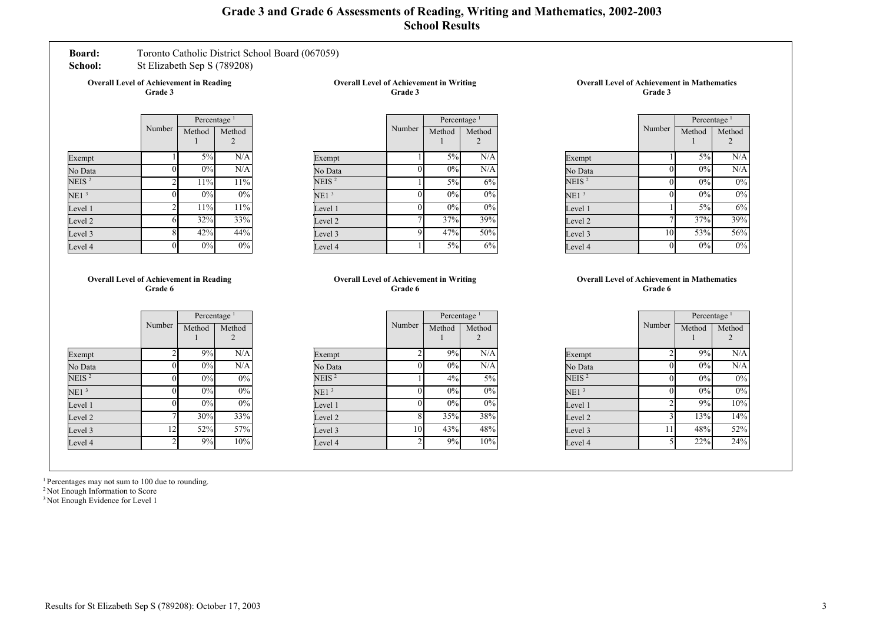# Grade 3 and Grade 6 Assessments of Reading, Writing and Mathematics, 2002-2003
## School Results

**Board:** Toronto Catholic District School Board (067059)
**School:** St Elizabeth Sep S (789208)

### Overall Level of Achievement in Reading Grade 3

| | Number | Percentage[1] | |
|---|---|---|---|
| | | Method 1 | Method 2 |
| Exempt | 1 | 5% | N/A |
| No Data | 0 | 0% | N/A |
| NEIS[2] | 2 | 11% | 11% |
| NE1[3] | 0 | 0% | 0% |
| Level 1 | 2 | 11% | 11% |
| Level 2 | 6 | 32% | 33% |
| Level 3 | 8 | 42% | 44% |
| Level 4 | 0 | 0% | 0% |

### Overall Level of Achievement in Writing Grade 3

| | Number | Percentage[1] | |
|---|---|---|---|
| | | Method 1 | Method 2 |
| Exempt | 1 | 5% | N/A |
| No Data | 0 | 0% | N/A |
| NEIS[2] | 1 | 5% | 6% |
| NE1[3] | 0 | 0% | 0% |
| Level 1 | 0 | 0% | 0% |
| Level 2 | 7 | 37% | 39% |
| Level 3 | 9 | 47% | 50% |
| Level 4 | 1 | 5% | 6% |

### Overall Level of Achievement in Mathematics Grade 3

| | Number | Percentage[1] | |
|---|---|---|---|
| | | Method 1 | Method 2 |
| Exempt | 1 | 5% | N/A |
| No Data | 0 | 0% | N/A |
| NEIS[2] | 0 | 0% | 0% |
| NE1[3] | 0 | 0% | 0% |
| Level 1 | 1 | 5% | 6% |
| Level 2 | 7 | 37% | 39% |
| Level 3 | 10 | 53% | 56% |
| Level 4 | 0 | 0% | 0% |

### Overall Level of Achievement in Reading Grade 6

| | Number | Percentage[1] | |
|---|---|---|---|
| | | Method 1 | Method 2 |
| Exempt | 2 | 9% | N/A |
| No Data | 0 | 0% | N/A |
| NEIS[2] | 0 | 0% | 0% |
| NE1[3] | 0 | 0% | 0% |
| Level 1 | 0 | 0% | 0% |
| Level 2 | 7 | 30% | 33% |
| Level 3 | 12 | 52% | 57% |
| Level 4 | 2 | 9% | 10% |

### Overall Level of Achievement in Writing Grade 6

| | Number | Percentage[1] | |
|---|---|---|---|
| | | Method 1 | Method 2 |
| Exempt | 2 | 9% | N/A |
| No Data | 0 | 0% | N/A |
| NEIS[2] | 1 | 4% | 5% |
| NE1[3] | 0 | 0% | 0% |
| Level 1 | 0 | 0% | 0% |
| Level 2 | 8 | 35% | 38% |
| Level 3 | 10 | 43% | 48% |
| Level 4 | 2 | 9% | 10% |

### Overall Level of Achievement in Mathematics Grade 6

| | Number | Percentage[1] | |
|---|---|---|---|
| | | Method 1 | Method 2 |
| Exempt | 2 | 9% | N/A |
| No Data | 0 | 0% | N/A |
| NEIS[2] | 0 | 0% | 0% |
| NE1[3] | 0 | 0% | 0% |
| Level 1 | 2 | 9% | 10% |
| Level 2 | 3 | 13% | 14% |
| Level 3 | 11 | 48% | 52% |
| Level 4 | 5 | 22% | 24% |

[1] Percentages may not sum to 100 due to rounding.
[2] Not Enough Information to Score
[3] Not Enough Evidence for Level 1

Results for St Elizabeth Sep S (789208): October 17, 2003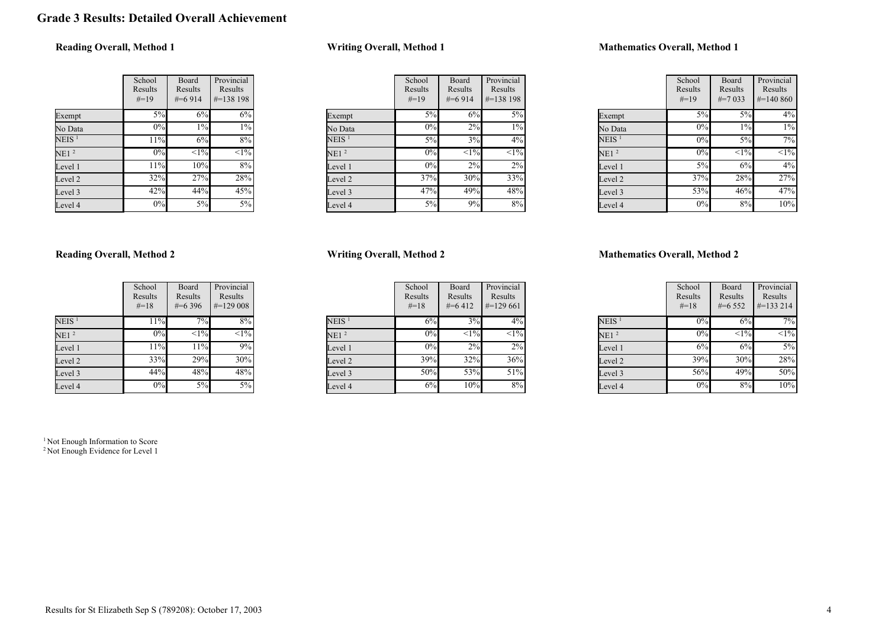# Grade 3 Results: Detailed Overall Achievement

### Reading Overall, Method 1

| | School Results #=19 | Board Results #=6 914 | Provincial Results #=138 198 |
|---|---|---|---|
| Exempt | 5% | 6% | 6% |
| No Data | 0% | 1% | 1% |
| NEIS [1] | 11% | 6% | 8% |
| NE1 [2] | 0% | <1% | <1% |
| Level 1 | 11% | 10% | 8% |
| Level 2 | 32% | 27% | 28% |
| Level 3 | 42% | 44% | 45% |
| Level 4 | 0% | 5% | 5% |

### Writing Overall, Method 1

| | School Results #=19 | Board Results #=6 914 | Provincial Results #=138 198 |
|---|---|---|---|
| Exempt | 5% | 6% | 5% |
| No Data | 0% | 2% | 1% |
| NEIS [1] | 5% | 3% | 4% |
| NE1 [2] | 0% | <1% | <1% |
| Level 1 | 0% | 2% | 2% |
| Level 2 | 37% | 30% | 33% |
| Level 3 | 47% | 49% | 48% |
| Level 4 | 5% | 9% | 8% |

### Mathematics Overall, Method 1

| | School Results #=19 | Board Results #=7 033 | Provincial Results #=140 860 |
|---|---|---|---|
| Exempt | 5% | 5% | 4% |
| No Data | 0% | 1% | 1% |
| NEIS [1] | 0% | 5% | 7% |
| NE1 [2] | 0% | <1% | <1% |
| Level 1 | 5% | 6% | 4% |
| Level 2 | 37% | 28% | 27% |
| Level 3 | 53% | 46% | 47% |
| Level 4 | 0% | 8% | 10% |

### Reading Overall, Method 2

| | School Results #=18 | Board Results #=6 396 | Provincial Results #=129 008 |
|---|---|---|---|
| NEIS [1] | 11% | 7% | 8% |
| NE1 [2] | 0% | <1% | <1% |
| Level 1 | 11% | 11% | 9% |
| Level 2 | 33% | 29% | 30% |
| Level 3 | 44% | 48% | 48% |
| Level 4 | 0% | 5% | 5% |

### Writing Overall, Method 2

| | School Results #=18 | Board Results #=6 412 | Provincial Results #=129 661 |
|---|---|---|---|
| NEIS [1] | 6% | 3% | 4% |
| NE1 [2] | 0% | <1% | <1% |
| Level 1 | 0% | 2% | 2% |
| Level 2 | 39% | 32% | 36% |
| Level 3 | 50% | 53% | 51% |
| Level 4 | 6% | 10% | 8% |

### Mathematics Overall, Method 2

| | School Results #=18 | Board Results #=6 552 | Provincial Results #=133 214 |
|---|---|---|---|
| NEIS [1] | 0% | 6% | 7% |
| NE1 [2] | 0% | <1% | <1% |
| Level 1 | 6% | 6% | 5% |
| Level 2 | 39% | 30% | 28% |
| Level 3 | 56% | 49% | 50% |
| Level 4 | 0% | 8% | 10% |

[1] Not Enough Information to Score
[2] Not Enough Evidence for Level 1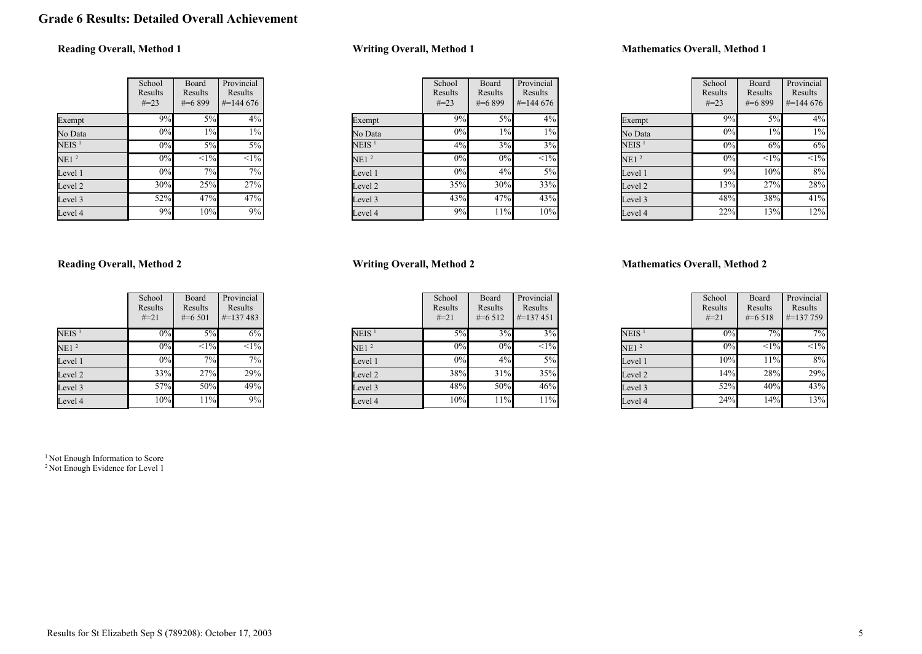# Grade 6 Results: Detailed Overall Achievement

### Reading Overall, Method 1

| | School Results #=23 | Board Results #=6 899 | Provincial Results #=144 676 |
|---|---|---|---|
| Exempt | 9% | 5% | 4% |
| No Data | 0% | 1% | 1% |
| NEIS [1] | 0% | 5% | 5% |
| NE1 [2] | 0% | <1% | <1% |
| Level 1 | 0% | 7% | 7% |
| Level 2 | 30% | 25% | 27% |
| Level 3 | 52% | 47% | 47% |
| Level 4 | 9% | 10% | 9% |

### Writing Overall, Method 1

| | School Results #=23 | Board Results #=6 899 | Provincial Results #=144 676 |
|---|---|---|---|
| Exempt | 9% | 5% | 4% |
| No Data | 0% | 1% | 1% |
| NEIS [1] | 4% | 3% | 3% |
| NE1 [2] | 0% | 0% | <1% |
| Level 1 | 0% | 4% | 5% |
| Level 2 | 35% | 30% | 33% |
| Level 3 | 43% | 47% | 43% |
| Level 4 | 9% | 11% | 10% |

### Mathematics Overall, Method 1

| | School Results #=23 | Board Results #=6 899 | Provincial Results #=144 676 |
|---|---|---|---|
| Exempt | 9% | 5% | 4% |
| No Data | 0% | 1% | 1% |
| NEIS [1] | 0% | 6% | 6% |
| NE1 [2] | 0% | <1% | <1% |
| Level 1 | 9% | 10% | 8% |
| Level 2 | 13% | 27% | 28% |
| Level 3 | 48% | 38% | 41% |
| Level 4 | 22% | 13% | 12% |

### Reading Overall, Method 2

| | School Results #=21 | Board Results #=6 501 | Provincial Results #=137 483 |
|---|---|---|---|
| NEIS [1] | 0% | 5% | 6% |
| NE1 [2] | 0% | <1% | <1% |
| Level 1 | 0% | 7% | 7% |
| Level 2 | 33% | 27% | 29% |
| Level 3 | 57% | 50% | 49% |
| Level 4 | 10% | 11% | 9% |

### Writing Overall, Method 2

| | School Results #=21 | Board Results #=6 512 | Provincial Results #=137 451 |
|---|---|---|---|
| NEIS [1] | 5% | 3% | 3% |
| NE1 [2] | 0% | 0% | <1% |
| Level 1 | 0% | 4% | 5% |
| Level 2 | 38% | 31% | 35% |
| Level 3 | 48% | 50% | 46% |
| Level 4 | 10% | 11% | 11% |

### Mathematics Overall, Method 2

| | School Results #=21 | Board Results #=6 518 | Provincial Results #=137 759 |
|---|---|---|---|
| NEIS [1] | 0% | 7% | 7% |
| NE1 [2] | 0% | <1% | <1% |
| Level 1 | 10% | 11% | 8% |
| Level 2 | 14% | 28% | 29% |
| Level 3 | 52% | 40% | 43% |
| Level 4 | 24% | 14% | 13% |

[1] Not Enough Information to Score
[2] Not Enough Evidence for Level 1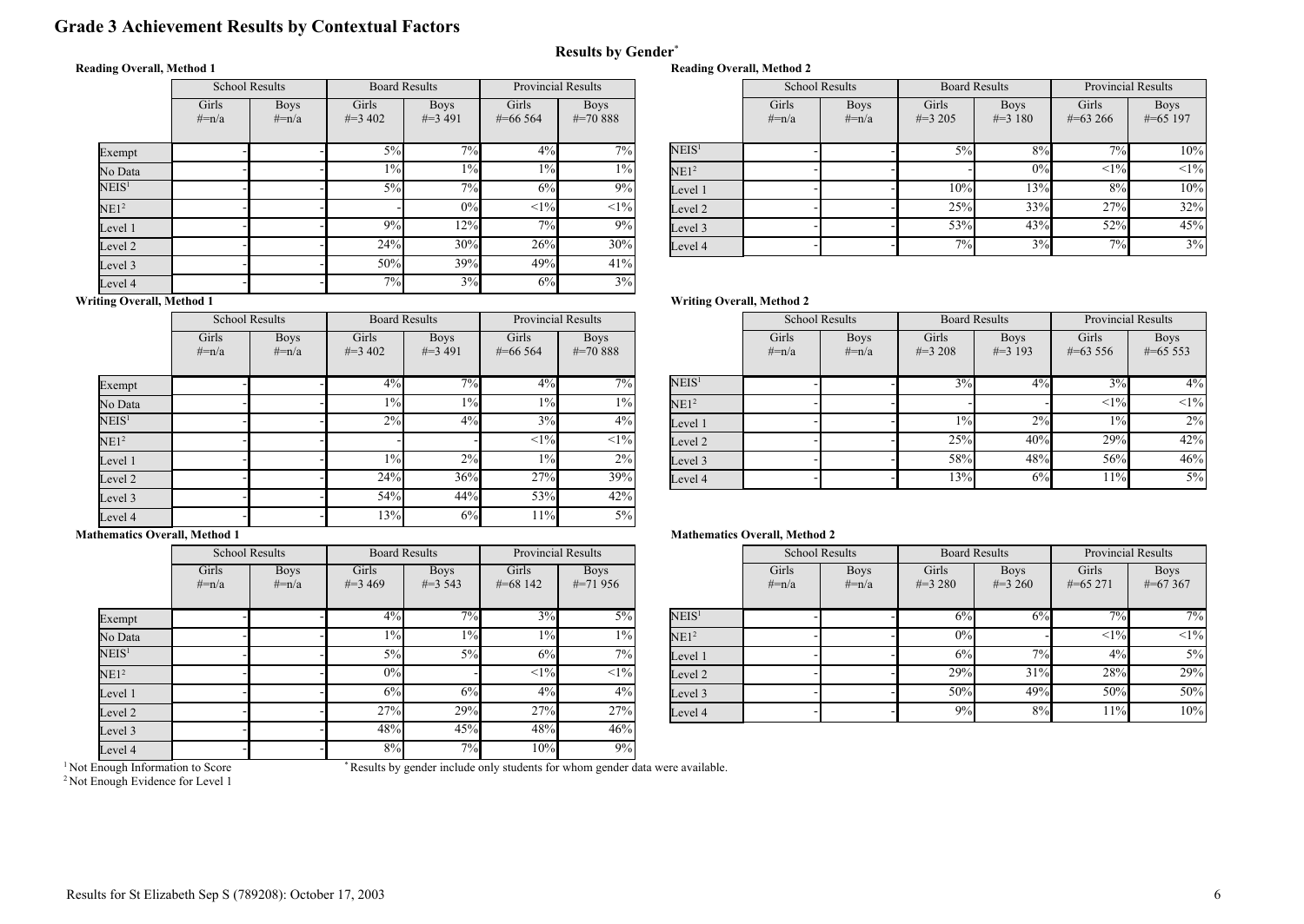# Grade 3 Achievement Results by Contextual Factors

## Results by Gender*

**Reading Overall, Method 1**

| | School Results | | Board Results | | Provincial Results | |
|---|---|---|---|---|---|---|
| | Girls #=n/a | Boys #=n/a | Girls #=3 402 | Boys #=3 491 | Girls #=66 564 | Boys #=70 888 |
| Exempt | - | - | 5% | 7% | 4% | 7% |
| No Data | - | - | 1% | 1% | 1% | 1% |
| NEIS[1] | - | - | 5% | 7% | 6% | 9% |
| NE1[2] | - | - | - | 0% | <1% | <1% |
| Level 1 | - | - | 9% | 12% | 7% | 9% |
| Level 2 | - | - | 24% | 30% | 26% | 30% |
| Level 3 | - | - | 50% | 39% | 49% | 41% |
| Level 4 | - | - | 7% | 3% | 6% | 3% |

**Reading Overall, Method 2**

| | School Results | | Board Results | | Provincial Results | |
|---|---|---|---|---|---|---|
| | Girls #=n/a | Boys #=n/a | Girls #=3 205 | Boys #=3 180 | Girls #=63 266 | Boys #=65 197 |
| NEIS[1] | - | - | 5% | 8% | 7% | 10% |
| NE1[2] | - | - | - | 0% | <1% | <1% |
| Level 1 | - | - | 10% | 13% | 8% | 10% |
| Level 2 | - | - | 25% | 33% | 27% | 32% |
| Level 3 | - | - | 53% | 43% | 52% | 45% |
| Level 4 | - | - | 7% | 3% | 7% | 3% |

**Writing Overall, Method 1**

| | School Results | | Board Results | | Provincial Results | |
|---|---|---|---|---|---|---|
| | Girls #=n/a | Boys #=n/a | Girls #=3 402 | Boys #=3 491 | Girls #=66 564 | Boys #=70 888 |
| Exempt | - | - | 4% | 7% | 4% | 7% |
| No Data | - | - | 1% | 1% | 1% | 1% |
| NEIS[1] | - | - | 2% | 4% | 3% | 4% |
| NE1[2] | - | - | - | - | <1% | <1% |
| Level 1 | - | - | 1% | 2% | 1% | 2% |
| Level 2 | - | - | 24% | 36% | 27% | 39% |
| Level 3 | - | - | 54% | 44% | 53% | 42% |
| Level 4 | - | - | 13% | 6% | 11% | 5% |

**Writing Overall, Method 2**

| | School Results | | Board Results | | Provincial Results | |
|---|---|---|---|---|---|---|
| | Girls #=n/a | Boys #=n/a | Girls #=3 208 | Boys #=3 193 | Girls #=63 556 | Boys #=65 553 |
| NEIS[1] | - | - | 3% | 4% | 3% | 4% |
| NE1[2] | - | - | - | - | <1% | <1% |
| Level 1 | - | - | 1% | 2% | 1% | 2% |
| Level 2 | - | - | 25% | 40% | 29% | 42% |
| Level 3 | - | - | 58% | 48% | 56% | 46% |
| Level 4 | - | - | 13% | 6% | 11% | 5% |

**Mathematics Overall, Method 1**

| | School Results | | Board Results | | Provincial Results | |
|---|---|---|---|---|---|---|
| | Girls #=n/a | Boys #=n/a | Girls #=3 469 | Boys #=3 543 | Girls #=68 142 | Boys #=71 956 |
| Exempt | - | - | 4% | 7% | 3% | 5% |
| No Data | - | - | 1% | 1% | 1% | 1% |
| NEIS[1] | - | - | 5% | 5% | 6% | 7% |
| NE1[2] | - | - | 0% | - | <1% | <1% |
| Level 1 | - | - | 6% | 6% | 4% | 4% |
| Level 2 | - | - | 27% | 29% | 27% | 27% |
| Level 3 | - | - | 48% | 45% | 48% | 46% |
| Level 4 | - | - | 8% | 7% | 10% | 9% |

**Mathematics Overall, Method 2**

| | School Results | | Board Results | | Provincial Results | |
|---|---|---|---|---|---|---|
| | Girls #=n/a | Boys #=n/a | Girls #=3 280 | Boys #=3 260 | Girls #=65 271 | Boys #=67 367 |
| NEIS[1] | - | - | 6% | 6% | 7% | 7% |
| NE1[2] | - | - | 0% | - | <1% | <1% |
| Level 1 | - | - | 6% | 7% | 4% | 5% |
| Level 2 | - | - | 29% | 31% | 28% | 29% |
| Level 3 | - | - | 50% | 49% | 50% | 50% |
| Level 4 | - | - | 9% | 8% | 11% | 10% |

[1] Not Enough Information to Score

[2] Not Enough Evidence for Level 1

* Results by gender include only students for whom gender data were available.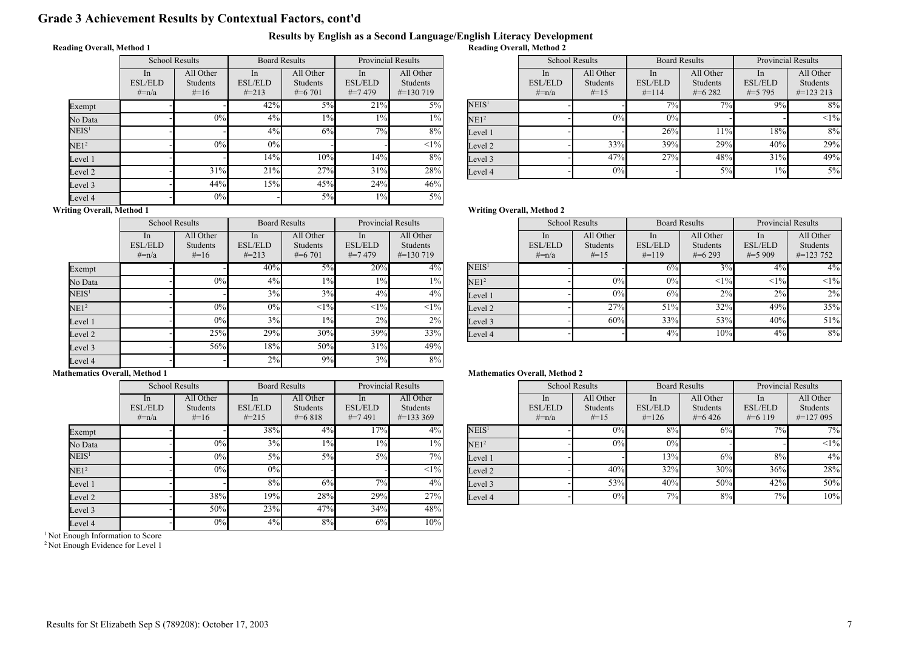# Grade 3 Achievement Results by Contextual Factors, cont'd

## Results by English as a Second Language/English Literacy Development

**Reading Overall, Method 1**

| | School Results | | Board Results | | Provincial Results | |
|---|---|---|---|---|---|---|
| | In ESL/ELD #=n/a | All Other Students #=16 | In ESL/ELD #=213 | All Other Students #=6 701 | In ESL/ELD #=7 479 | All Other Students #=130 719 |
| Exempt | - | | 42% | 5% | 21% | 5% |
| No Data | - | 0% | 4% | 1% | 1% | 1% |
| NEIS[1] | - | - | 4% | 6% | 7% | 8% |
| NE1[2] | - | 0% | 0% | - | - | <1% |
| Level 1 | - | - | 14% | 10% | 14% | 8% |
| Level 2 | - | 31% | 21% | 27% | 31% | 28% |
| Level 3 | - | 44% | 15% | 45% | 24% | 46% |
| Level 4 | - | 0% | - | 5% | 1% | 5% |

**Reading Overall, Method 2**

| | School Results | | Board Results | | Provincial Results | |
|---|---|---|---|---|---|---|
| | In ESL/ELD #=n/a | All Other Students #=15 | In ESL/ELD #=114 | All Other Students #=6 282 | In ESL/ELD #=5 795 | All Other Students #=123 213 |
| NEIS[1] | - | - | 7% | 7% | 9% | 8% |
| NE1[2] | - | 0% | 0% | - | - | <1% |
| Level 1 | - | - | 26% | 11% | 18% | 8% |
| Level 2 | - | 33% | 39% | 29% | 40% | 29% |
| Level 3 | - | 47% | 27% | 48% | 31% | 49% |
| Level 4 | - | 0% | - | 5% | 1% | 5% |

**Writing Overall, Method 1**

| | School Results | | Board Results | | Provincial Results | |
|---|---|---|---|---|---|---|
| | In ESL/ELD #=n/a | All Other Students #=16 | In ESL/ELD #=213 | All Other Students #=6 701 | In ESL/ELD #=7 479 | All Other Students #=130 719 |
| Exempt | - | - | 40% | 5% | 20% | 4% |
| No Data | - | 0% | 4% | 1% | 1% | 1% |
| NEIS[1] | - | - | 3% | 3% | 4% | 4% |
| NE1[2] | - | 0% | 0% | <1% | <1% | <1% |
| Level 1 | - | 0% | 3% | 1% | 2% | 2% |
| Level 2 | - | 25% | 29% | 30% | 39% | 33% |
| Level 3 | - | 56% | 18% | 50% | 31% | 49% |
| Level 4 | - | - | 2% | 9% | 3% | 8% |

**Writing Overall, Method 2**

| | School Results | | Board Results | | Provincial Results | |
|---|---|---|---|---|---|---|
| | In ESL/ELD #=n/a | All Other Students #=15 | In ESL/ELD #=119 | All Other Students #=6 293 | In ESL/ELD #=5 909 | All Other Students #=123 752 |
| NEIS[1] | - | - | 6% | 3% | 4% | 4% |
| NE1[2] | - | 0% | 0% | <1% | <1% | <1% |
| Level 1 | - | 0% | 6% | 2% | 2% | 2% |
| Level 2 | - | 27% | 51% | 32% | 49% | 35% |
| Level 3 | - | 60% | 33% | 53% | 40% | 51% |
| Level 4 | - | - | 4% | 10% | 4% | 8% |

**Mathematics Overall, Method 1**

| | School Results | | Board Results | | Provincial Results | |
|---|---|---|---|---|---|---|
| | In ESL/ELD #=n/a | All Other Students #=16 | In ESL/ELD #=215 | All Other Students #=6 818 | In ESL/ELD #=7 491 | All Other Students #=133 369 |
| Exempt | - | - | 38% | 4% | 17% | 4% |
| No Data | - | 0% | 3% | 1% | 1% | 1% |
| NEIS[1] | - | 0% | 5% | 5% | 5% | 7% |
| NE1[2] | - | 0% | 0% | - | - | <1% |
| Level 1 | - | - | 8% | 6% | 7% | 4% |
| Level 2 | - | 38% | 19% | 28% | 29% | 27% |
| Level 3 | - | 50% | 23% | 47% | 34% | 48% |
| Level 4 | - | 0% | 4% | 8% | 6% | 10% |

**Mathematics Overall, Method 2**

| | School Results | | Board Results | | Provincial Results | |
|---|---|---|---|---|---|---|
| | In ESL/ELD #=n/a | All Other Students #=15 | In ESL/ELD #=126 | All Other Students #=6 426 | In ESL/ELD #=6 119 | All Other Students #=127 095 |
| NEIS[1] | - | 0% | 8% | 6% | 7% | 7% |
| NE1[2] | - | 0% | 0% | - | - | <1% |
| Level 1 | - | - | 13% | 6% | 8% | 4% |
| Level 2 | - | 40% | 32% | 30% | 36% | 28% |
| Level 3 | - | 53% | 40% | 50% | 42% | 50% |
| Level 4 | - | 0% | 7% | 8% | 7% | 10% |

[1] Not Enough Information to Score
[2] Not Enough Evidence for Level 1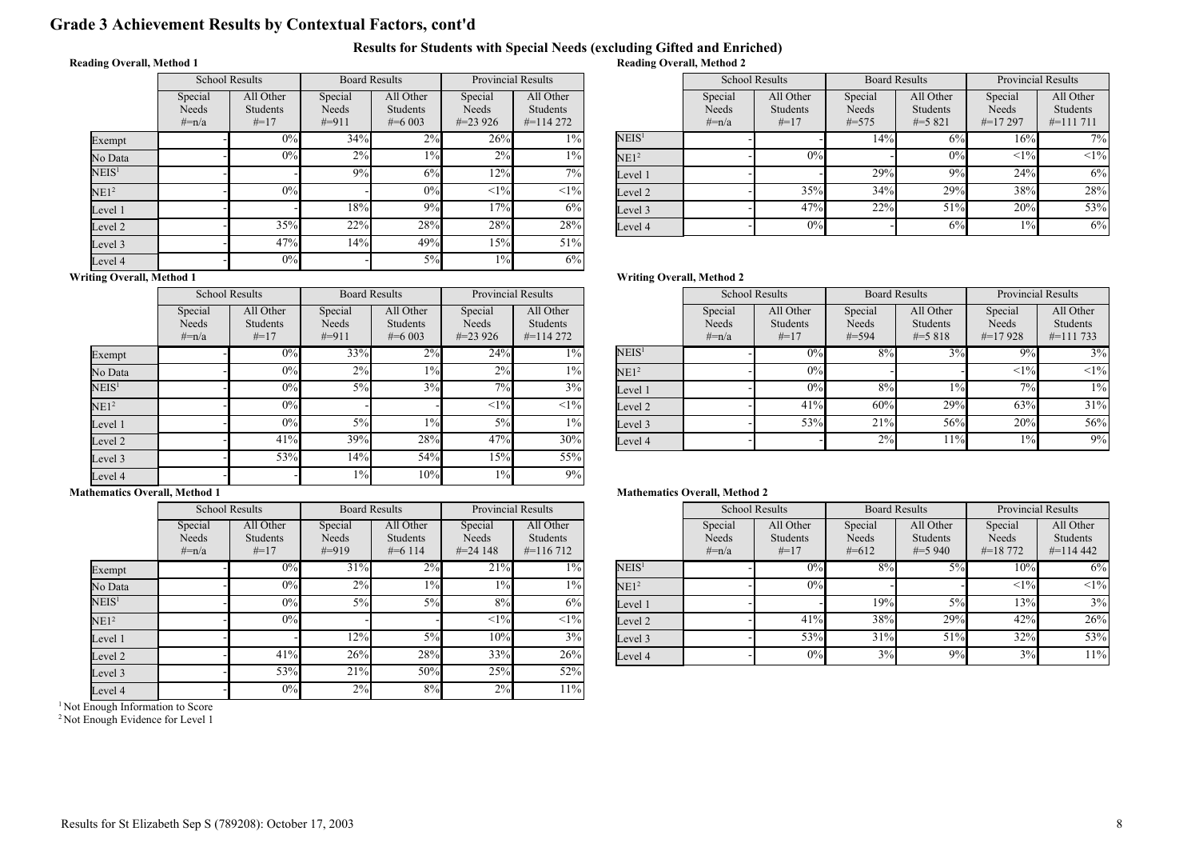# Grade 3 Achievement Results by Contextual Factors, cont'd

## Results for Students with Special Needs (excluding Gifted and Enriched)

### Reading Overall, Method 1

| | School Results | | Board Results | | Provincial Results | |
|---|---|---|---|---|---|---|
| | Special Needs #=n/a | All Other Students #=17 | Special Needs #=911 | All Other Students #=6 003 | Special Needs #=23 926 | All Other Students #=114 272 |
| Exempt | - | 0% | 34% | 2% | 26% | 1% |
| No Data | - | 0% | 2% | 1% | 2% | 1% |
| NEIS[1] | - | - | 9% | 6% | 12% | 7% |
| NE1[2] | - | 0% | - | 0% | <1% | <1% |
| Level 1 | - | - | 18% | 9% | 17% | 6% |
| Level 2 | - | 35% | 22% | 28% | 28% | 28% |
| Level 3 | - | 47% | 14% | 49% | 15% | 51% |
| Level 4 | - | 0% | - | 5% | 1% | 6% |

### Reading Overall, Method 2

| | School Results | | Board Results | | Provincial Results | |
|---|---|---|---|---|---|---|
| | Special Needs #=n/a | All Other Students #=17 | Special Needs #=575 | All Other Students #=5 821 | Special Needs #=17 297 | All Other Students #=111 711 |
| NEIS[1] | - | - | 14% | 6% | 16% | 7% |
| NE1[2] | - | 0% | - | 0% | <1% | <1% |
| Level 1 | - | - | 29% | 9% | 24% | 6% |
| Level 2 | - | 35% | 34% | 29% | 38% | 28% |
| Level 3 | - | 47% | 22% | 51% | 20% | 53% |
| Level 4 | - | 0% | - | 6% | 1% | 6% |

### Writing Overall, Method 1

| | School Results | | Board Results | | Provincial Results | |
|---|---|---|---|---|---|---|
| | Special Needs #=n/a | All Other Students #=17 | Special Needs #=911 | All Other Students #=6 003 | Special Needs #=23 926 | All Other Students #=114 272 |
| Exempt | - | 0% | 33% | 2% | 24% | 1% |
| No Data | - | 0% | 2% | 1% | 2% | 1% |
| NEIS[1] | - | 0% | 5% | 3% | 7% | 3% |
| NE1[2] | - | 0% | - | - | <1% | <1% |
| Level 1 | - | 0% | 5% | 1% | 5% | 1% |
| Level 2 | - | 41% | 39% | 28% | 47% | 30% |
| Level 3 | - | 53% | 14% | 54% | 15% | 55% |
| Level 4 | - | - | 1% | 10% | 1% | 9% |

### Writing Overall, Method 2

| | School Results | | Board Results | | Provincial Results | |
|---|---|---|---|---|---|---|
| | Special Needs #=n/a | All Other Students #=17 | Special Needs #=594 | All Other Students #=5 818 | Special Needs #=17 928 | All Other Students #=111 733 |
| NEIS[1] | - | 0% | 8% | 3% | 9% | 3% |
| NE1[2] | - | 0% | - | - | <1% | <1% |
| Level 1 | - | 0% | 8% | 1% | 7% | 1% |
| Level 2 | - | 41% | 60% | 29% | 63% | 31% |
| Level 3 | - | 53% | 21% | 56% | 20% | 56% |
| Level 4 | - | - | 2% | 11% | 1% | 9% |

### Mathematics Overall, Method 1

| | School Results | | Board Results | | Provincial Results | |
|---|---|---|---|---|---|---|
| | Special Needs #=n/a | All Other Students #=17 | Special Needs #=919 | All Other Students #=6 114 | Special Needs #=24 148 | All Other Students #=116 712 |
| Exempt | - | 0% | 31% | 2% | 21% | 1% |
| No Data | - | 0% | 2% | 1% | 1% | 1% |
| NEIS[1] | - | 0% | 5% | 5% | 8% | 6% |
| NE1[2] | - | 0% | - | - | <1% | <1% |
| Level 1 | - | - | 12% | 5% | 10% | 3% |
| Level 2 | - | 41% | 26% | 28% | 33% | 26% |
| Level 3 | - | 53% | 21% | 50% | 25% | 52% |
| Level 4 | - | 0% | 2% | 8% | 2% | 11% |

### Mathematics Overall, Method 2

| | School Results | | Board Results | | Provincial Results | |
|---|---|---|---|---|---|---|
| | Special Needs #=n/a | All Other Students #=17 | Special Needs #=612 | All Other Students #=5 940 | Special Needs #=18 772 | All Other Students #=114 442 |
| NEIS[1] | - | 0% | 8% | 5% | 10% | 6% |
| NE1[2] | - | 0% | - | - | <1% | <1% |
| Level 1 | - | - | 19% | 5% | 13% | 3% |
| Level 2 | - | 41% | 38% | 29% | 42% | 26% |
| Level 3 | - | 53% | 31% | 51% | 32% | 53% |
| Level 4 | - | 0% | 3% | 9% | 3% | 11% |

[1] Not Enough Information to Score
[2] Not Enough Evidence for Level 1

Results for St Elizabeth Sep S (789208): October 17, 2003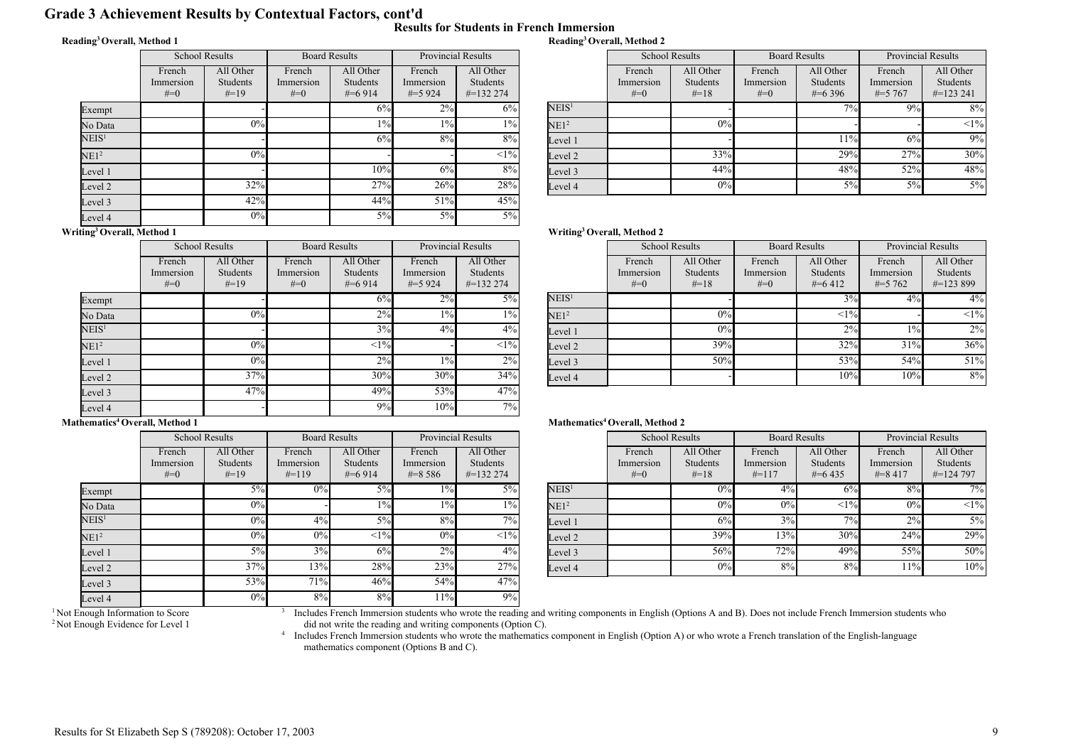# Grade 3 Achievement Results by Contextual Factors, cont'd

## Results for Students in French Immersion

### Reading[3] Overall, Method 1

| | School Results | | Board Results | | Provincial Results | |
|---|---|---|---|---|---|---|
| | French Immersion #=0 | All Other Students #=19 | French Immersion #=0 | All Other Students #=6 914 | French Immersion #=5 924 | All Other Students #=132 274 |
| Exempt | | - | | 6% | 2% | 6% |
| No Data | | 0% | | 1% | 1% | 1% |
| NEIS[1] | | - | | 6% | 8% | 8% |
| NE1[2] | | 0% | | - | - | <1% |
| Level 1 | | - | | 10% | 6% | 8% |
| Level 2 | | 32% | | 27% | 26% | 28% |
| Level 3 | | 42% | | 44% | 51% | 45% |
| Level 4 | | 0% | | 5% | 5% | 5% |

### Reading[3] Overall, Method 2

| | School Results | | Board Results | | Provincial Results | |
|---|---|---|---|---|---|---|
| | French Immersion #=0 | All Other Students #=18 | French Immersion #=0 | All Other Students #=6 396 | French Immersion #=5 767 | All Other Students #=123 241 |
| NEIS[1] | | - | | 7% | 9% | 8% |
| NE1[2] | | 0% | | - | - | <1% |
| Level 1 | | - | | 11% | 6% | 9% |
| Level 2 | | 33% | | 29% | 27% | 30% |
| Level 3 | | 44% | | 48% | 52% | 48% |
| Level 4 | | 0% | | 5% | 5% | 5% |

### Writing[3] Overall, Method 1

| | School Results | | Board Results | | Provincial Results | |
|---|---|---|---|---|---|---|
| | French Immersion #=0 | All Other Students #=19 | French Immersion #=0 | All Other Students #=6 914 | French Immersion #=5 924 | All Other Students #=132 274 |
| Exempt | | - | | 6% | 2% | 5% |
| No Data | | 0% | | 2% | 1% | 1% |
| NEIS[1] | | - | | 3% | 4% | 4% |
| NE1[2] | | 0% | | <1% | - | <1% |
| Level 1 | | 0% | | 2% | 1% | 2% |
| Level 2 | | 37% | | 30% | 30% | 34% |
| Level 3 | | 47% | | 49% | 53% | 47% |
| Level 4 | | - | | 9% | 10% | 7% |

### Writing[3] Overall, Method 2

| | School Results | | Board Results | | Provincial Results | |
|---|---|---|---|---|---|---|
| | French Immersion #=0 | All Other Students #=18 | French Immersion #=0 | All Other Students #=6 412 | French Immersion #=5 762 | All Other Students #=123 899 |
| NEIS[1] | | - | | 3% | 4% | 4% |
| NE1[2] | | 0% | | <1% | - | <1% |
| Level 1 | | 0% | | 2% | 1% | 2% |
| Level 2 | | 39% | | 32% | 31% | 36% |
| Level 3 | | 50% | | 53% | 54% | 51% |
| Level 4 | | - | | 10% | 10% | 8% |

### Mathematics[4] Overall, Method 1

| | School Results | | Board Results | | Provincial Results | |
|---|---|---|---|---|---|---|
| | French Immersion #=0 | All Other Students #=19 | French Immersion #=119 | All Other Students #=6 914 | French Immersion #=8 586 | All Other Students #=132 274 |
| Exempt | | 5% | 0% | 5% | 1% | 5% |
| No Data | | 0% | - | 1% | 1% | 1% |
| NEIS[1] | | 0% | 4% | 5% | 8% | 7% |
| NE1[2] | | 0% | 0% | <1% | 0% | <1% |
| Level 1 | | 5% | 3% | 6% | 2% | 4% |
| Level 2 | | 37% | 13% | 28% | 23% | 27% |
| Level 3 | | 53% | 71% | 46% | 54% | 47% |
| Level 4 | | 0% | 8% | 8% | 11% | 9% |

### Mathematics[4] Overall, Method 2

| | School Results | | Board Results | | Provincial Results | |
|---|---|---|---|---|---|---|
| | French Immersion #=0 | All Other Students #=18 | French Immersion #=117 | All Other Students #=6 435 | French Immersion #=8 417 | All Other Students #=124 797 |
| NEIS[1] | | 0% | 4% | 6% | 8% | 7% |
| NE1[2] | | 0% | 0% | <1% | 0% | <1% |
| Level 1 | | 6% | 3% | 7% | 2% | 5% |
| Level 2 | | 39% | 13% | 30% | 24% | 29% |
| Level 3 | | 56% | 72% | 49% | 55% | 50% |
| Level 4 | | 0% | 8% | 8% | 11% | 10% |

[1] Not Enough Information to Score

[2] Not Enough Evidence for Level 1

[3] Includes French Immersion students who wrote the reading and writing components in English (Options A and B). Does not include French Immersion students who did not write the reading and writing components (Option C).

[4] Includes French Immersion students who wrote the mathematics component in English (Option A) or who wrote a French translation of the English-language mathematics component (Options B and C).

Results for St Elizabeth Sep S (789208): October 17, 2003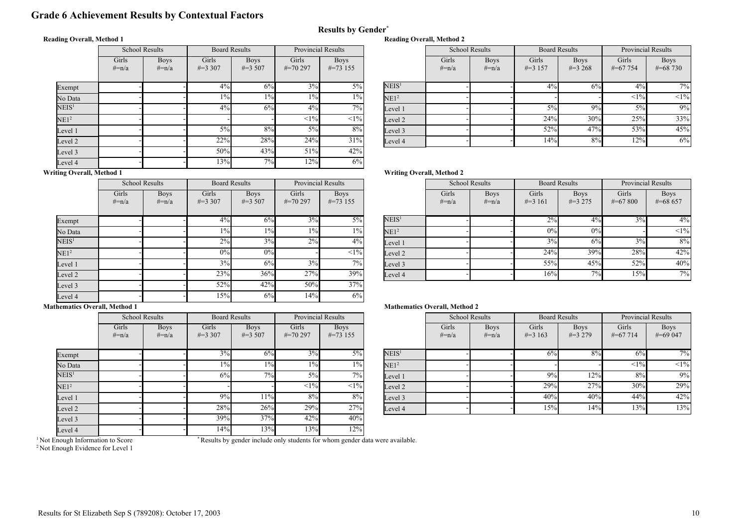# Grade 6 Achievement Results by Contextual Factors

## Results by Gender*

### Reading Overall, Method 1

| | School Results | | Board Results | | Provincial Results | |
|---|---|---|---|---|---|---|
| | Girls #=n/a | Boys #=n/a | Girls #=3 307 | Boys #=3 507 | Girls #=70 297 | Boys #=73 155 |
| Exempt | - | - | 4% | 6% | 3% | 5% |
| No Data | - | - | 1% | 1% | 1% | 1% |
| NEIS[1] | - | - | 4% | 6% | 4% | 7% |
| NE1[2] | - | - | - | - | <1% | <1% |
| Level 1 | - | - | 5% | 8% | 5% | 8% |
| Level 2 | - | - | 22% | 28% | 24% | 31% |
| Level 3 | - | - | 50% | 43% | 51% | 42% |
| Level 4 | - | - | 13% | 7% | 12% | 6% |

### Reading Overall, Method 2

| | School Results | | Board Results | | Provincial Results | |
|---|---|---|---|---|---|---|
| | Girls #=n/a | Boys #=n/a | Girls #=3 157 | Boys #=3 268 | Girls #=67 754 | Boys #=68 730 |
| NEIS[1] | - | - | 4% | 6% | 4% | 7% |
| NE1[2] | - | - | - | - | <1% | <1% |
| Level 1 | - | - | 5% | 9% | 5% | 9% |
| Level 2 | - | - | 24% | 30% | 25% | 33% |
| Level 3 | - | - | 52% | 47% | 53% | 45% |
| Level 4 | - | - | 14% | 8% | 12% | 6% |

### Writing Overall, Method 1

| | School Results | | Board Results | | Provincial Results | |
|---|---|---|---|---|---|---|
| | Girls #=n/a | Boys #=n/a | Girls #=3 307 | Boys #=3 507 | Girls #=70 297 | Boys #=73 155 |
| Exempt | - | - | 4% | 6% | 3% | 5% |
| No Data | - | - | 1% | 1% | 1% | 1% |
| NEIS[1] | - | - | 2% | 3% | 2% | 4% |
| NE1[2] | - | - | 0% | 0% | - | <1% |
| Level 1 | - | - | 3% | 6% | 3% | 7% |
| Level 2 | - | - | 23% | 36% | 27% | 39% |
| Level 3 | - | - | 52% | 42% | 50% | 37% |
| Level 4 | - | - | 15% | 6% | 14% | 6% |

### Writing Overall, Method 2

| | School Results | | Board Results | | Provincial Results | |
|---|---|---|---|---|---|---|
| | Girls #=n/a | Boys #=n/a | Girls #=3 161 | Boys #=3 275 | Girls #=67 800 | Boys #=68 657 |
| NEIS[1] | - | - | 2% | 4% | 3% | 4% |
| NE1[2] | - | - | 0% | 0% | - | <1% |
| Level 1 | - | - | 3% | 6% | 3% | 8% |
| Level 2 | - | - | 24% | 39% | 28% | 42% |
| Level 3 | - | - | 55% | 45% | 52% | 40% |
| Level 4 | - | - | 16% | 7% | 15% | 7% |

### Mathematics Overall, Method 1

| | School Results | | Board Results | | Provincial Results | |
|---|---|---|---|---|---|---|
| | Girls #=n/a | Boys #=n/a | Girls #=3 307 | Boys #=3 507 | Girls #=70 297 | Boys #=73 155 |
| Exempt | - | - | 3% | 6% | 3% | 5% |
| No Data | - | - | 1% | 1% | 1% | 1% |
| NEIS[1] | - | - | 6% | 7% | 5% | 7% |
| NE1[2] | - | - | - | - | <1% | <1% |
| Level 1 | - | - | 9% | 11% | 8% | 8% |
| Level 2 | - | - | 28% | 26% | 29% | 27% |
| Level 3 | - | - | 39% | 37% | 42% | 40% |
| Level 4 | - | - | 14% | 13% | 13% | 12% |

### Mathematics Overall, Method 2

| | School Results | | Board Results | | Provincial Results | |
|---|---|---|---|---|---|---|
| | Girls #=n/a | Boys #=n/a | Girls #=3 163 | Boys #=3 279 | Girls #=67 714 | Boys #=69 047 |
| NEIS[1] | - | - | 6% | 8% | 6% | 7% |
| NE1[2] | - | - | - | - | <1% | <1% |
| Level 1 | - | - | 9% | 12% | 8% | 9% |
| Level 2 | - | - | 29% | 27% | 30% | 29% |
| Level 3 | - | - | 40% | 40% | 44% | 42% |
| Level 4 | - | - | 15% | 14% | 13% | 13% |

[1] Not Enough Information to Score
[2] Not Enough Evidence for Level 1

\* Results by gender include only students for whom gender data were available.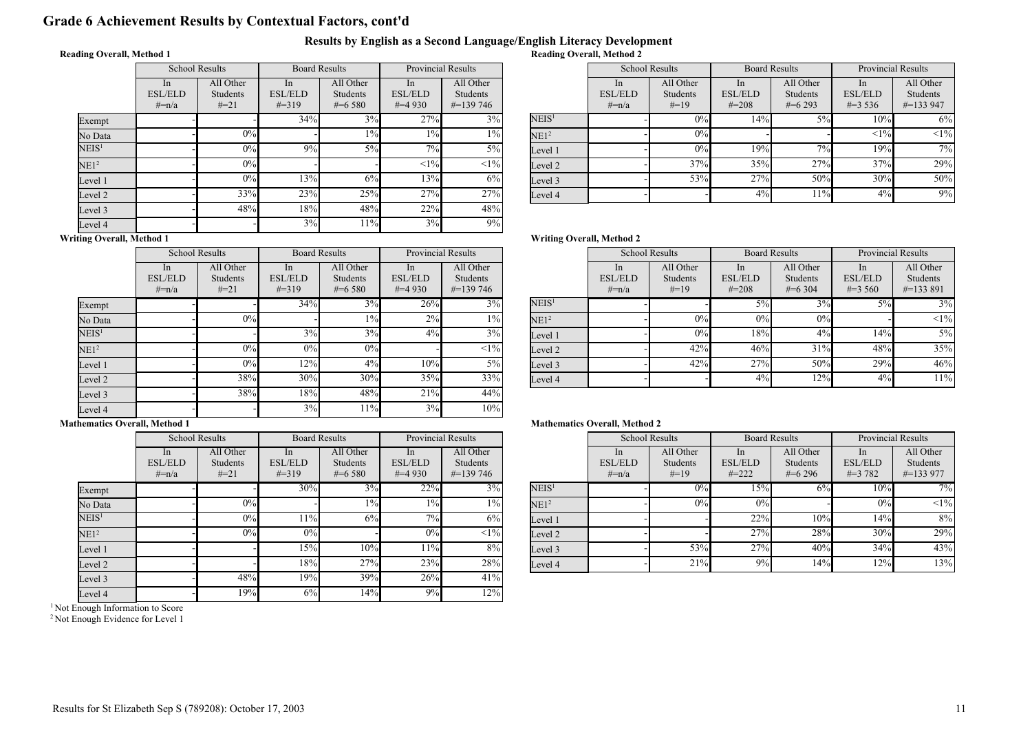# Grade 6 Achievement Results by Contextual Factors, cont'd

## Results by English as a Second Language/English Literacy Development

### Reading Overall, Method 1

| | School Results | | Board Results | | Provincial Results | |
|---|---|---|---|---|---|---|
| | In ESL/ELD #=n/a | All Other Students #=21 | In ESL/ELD #=319 | All Other Students #=6 580 | In ESL/ELD #=4 930 | All Other Students #=139 746 |
| Exempt | - | | 34% | 3% | 27% | 3% |
| No Data | - | 0% | - | 1% | 1% | 1% |
| NEIS[1] | - | 0% | 9% | 5% | 7% | 5% |
| NE1[2] | - | 0% | - | - | <1% | <1% |
| Level 1 | - | 0% | 13% | 6% | 13% | 6% |
| Level 2 | - | 33% | 23% | 25% | 27% | 27% |
| Level 3 | - | 48% | 18% | 48% | 22% | 48% |
| Level 4 | - | - | 3% | 11% | 3% | 9% |

### Reading Overall, Method 2

| | School Results | | Board Results | | Provincial Results | |
|---|---|---|---|---|---|---|
| | In ESL/ELD #=n/a | All Other Students #=19 | In ESL/ELD #=208 | All Other Students #=6 293 | In ESL/ELD #=3 536 | All Other Students #=133 947 |
| NEIS[1] | - | 0% | 14% | 5% | 10% | 6% |
| NE1[2] | - | 0% | - | - | <1% | <1% |
| Level 1 | - | 0% | 19% | 7% | 19% | 7% |
| Level 2 | - | 37% | 35% | 27% | 37% | 29% |
| Level 3 | - | 53% | 27% | 50% | 30% | 50% |
| Level 4 | - | - | 4% | 11% | 4% | 9% |

### Writing Overall, Method 1

| | School Results | | Board Results | | Provincial Results | |
|---|---|---|---|---|---|---|
| | In ESL/ELD #=n/a | All Other Students #=21 | In ESL/ELD #=319 | All Other Students #=6 580 | In ESL/ELD #=4 930 | All Other Students #=139 746 |
| Exempt | - | - | 34% | 3% | 26% | 3% |
| No Data | - | 0% | - | 1% | 2% | 1% |
| NEIS[1] | - | - | 3% | 3% | 4% | 3% |
| NE1[2] | - | 0% | 0% | 0% | - | <1% |
| Level 1 | - | 0% | 12% | 4% | 10% | 5% |
| Level 2 | - | 38% | 30% | 30% | 35% | 33% |
| Level 3 | - | 38% | 18% | 48% | 21% | 44% |
| Level 4 | - | - | 3% | 11% | 3% | 10% |

### Writing Overall, Method 2

| | School Results | | Board Results | | Provincial Results | |
|---|---|---|---|---|---|---|
| | In ESL/ELD #=n/a | All Other Students #=19 | In ESL/ELD #=208 | All Other Students #=6 304 | In ESL/ELD #=3 560 | All Other Students #=133 891 |
| NEIS[1] | - | - | 5% | 3% | 5% | 3% |
| NE1[2] | - | 0% | 0% | 0% | - | <1% |
| Level 1 | - | 0% | 18% | 4% | 14% | 5% |
| Level 2 | - | 42% | 46% | 31% | 48% | 35% |
| Level 3 | - | 42% | 27% | 50% | 29% | 46% |
| Level 4 | - | - | 4% | 12% | 4% | 11% |

### Mathematics Overall, Method 1

| | School Results | | Board Results | | Provincial Results | |
|---|---|---|---|---|---|---|
| | In ESL/ELD #=n/a | All Other Students #=21 | In ESL/ELD #=319 | All Other Students #=6 580 | In ESL/ELD #=4 930 | All Other Students #=139 746 |
| Exempt | - | - | 30% | 3% | 22% | 3% |
| No Data | - | 0% | - | 1% | 1% | 1% |
| NEIS[1] | - | 0% | 11% | 6% | 7% | 6% |
| NE1[2] | - | 0% | 0% | - | 0% | <1% |
| Level 1 | - | - | 15% | 10% | 11% | 8% |
| Level 2 | - | - | 18% | 27% | 23% | 28% |
| Level 3 | - | 48% | 19% | 39% | 26% | 41% |
| Level 4 | - | 19% | 6% | 14% | 9% | 12% |

### Mathematics Overall, Method 2

| | School Results | | Board Results | | Provincial Results | |
|---|---|---|---|---|---|---|
| | In ESL/ELD #=n/a | All Other Students #=19 | In ESL/ELD #=222 | All Other Students #=6 296 | In ESL/ELD #=3 782 | All Other Students #=133 977 |
| NEIS[1] | - | 0% | 15% | 6% | 10% | 7% |
| NE1[2] | - | 0% | 0% | - | 0% | <1% |
| Level 1 | - | - | 22% | 10% | 14% | 8% |
| Level 2 | - | - | 27% | 28% | 30% | 29% |
| Level 3 | - | 53% | 27% | 40% | 34% | 43% |
| Level 4 | - | 21% | 9% | 14% | 12% | 13% |

[1] Not Enough Information to Score

[2] Not Enough Evidence for Level 1

Results for St Elizabeth Sep S (789208): October 17, 2003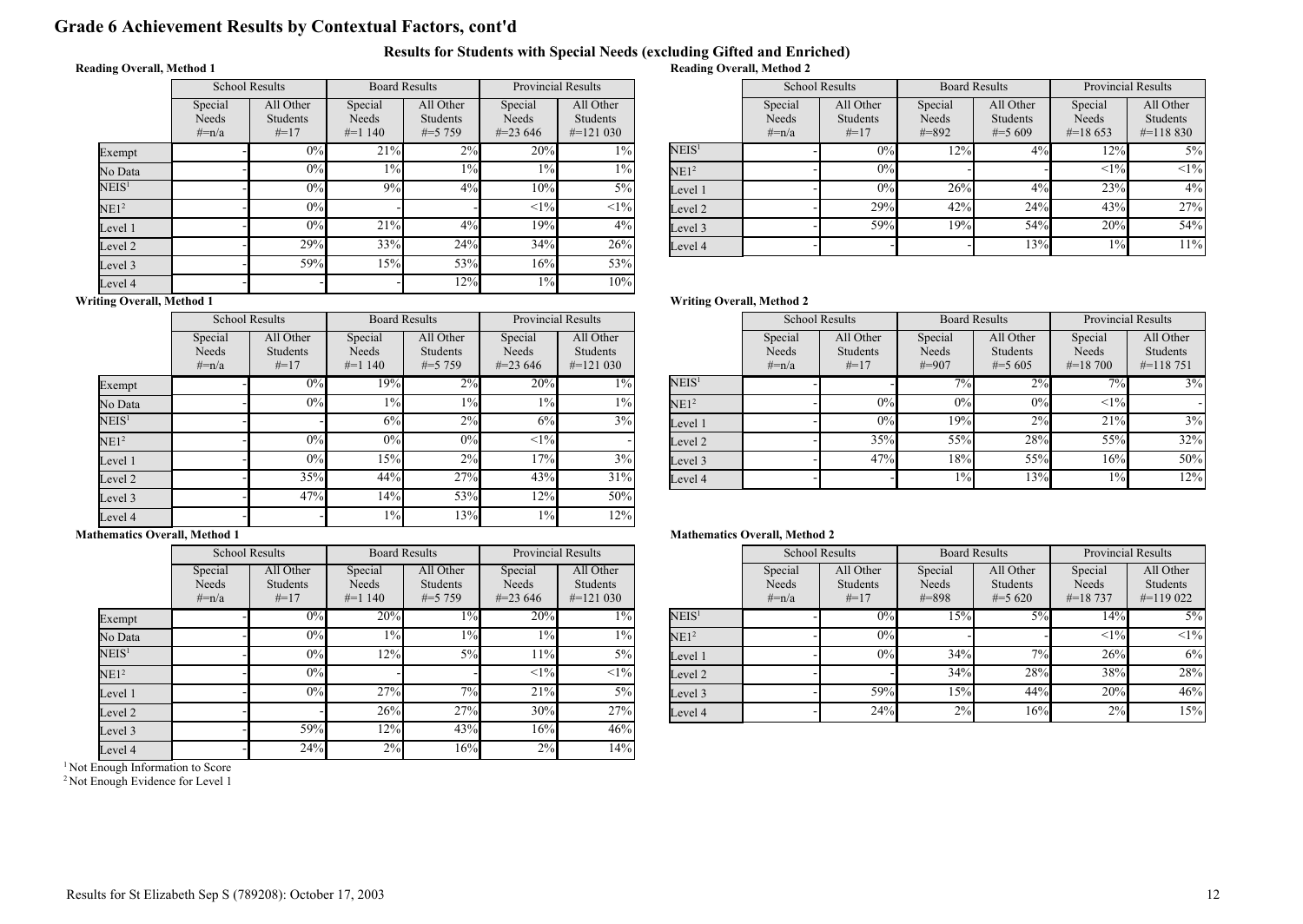# Grade 6 Achievement Results by Contextual Factors, cont'd

## Results for Students with Special Needs (excluding Gifted and Enriched)

### Reading Overall, Method 1

| | School Results | | Board Results | | Provincial Results | |
|---|---|---|---|---|---|---|
| | Special Needs #=n/a | All Other Students #=17 | Special Needs #=1 140 | All Other Students #=5 759 | Special Needs #=23 646 | All Other Students #=121 030 |
| Exempt | - | 0% | 21% | 2% | 20% | 1% |
| No Data | - | 0% | 1% | 1% | 1% | 1% |
| NEIS[1] | - | 0% | 9% | 4% | 10% | 5% |
| NE1[2] | - | 0% | - | - | <1% | <1% |
| Level 1 | - | 0% | 21% | 4% | 19% | 4% |
| Level 2 | - | 29% | 33% | 24% | 34% | 26% |
| Level 3 | - | 59% | 15% | 53% | 16% | 53% |
| Level 4 | - | - | - | 12% | 1% | 10% |

### Reading Overall, Method 2

| | School Results | | Board Results | | Provincial Results | |
|---|---|---|---|---|---|---|
| | Special Needs #=n/a | All Other Students #=17 | Special Needs #=892 | All Other Students #=5 609 | Special Needs #=18 653 | All Other Students #=118 830 |
| NEIS[1] | - | 0% | 12% | 4% | 12% | 5% |
| NE1[2] | - | 0% | - | - | <1% | <1% |
| Level 1 | - | 0% | 26% | 4% | 23% | 4% |
| Level 2 | - | 29% | 42% | 24% | 43% | 27% |
| Level 3 | - | 59% | 19% | 54% | 20% | 54% |
| Level 4 | - | - | - | 13% | 1% | 11% |

### Writing Overall, Method 1

| | School Results | | Board Results | | Provincial Results | |
|---|---|---|---|---|---|---|
| | Special Needs #=n/a | All Other Students #=17 | Special Needs #=1 140 | All Other Students #=5 759 | Special Needs #=23 646 | All Other Students #=121 030 |
| Exempt | - | 0% | 19% | 2% | 20% | 1% |
| No Data | - | 0% | 1% | 1% | 1% | 1% |
| NEIS[1] | - | - | 6% | 2% | 6% | 3% |
| NE1[2] | - | 0% | 0% | 0% | <1% | - |
| Level 1 | - | 0% | 15% | 2% | 17% | 3% |
| Level 2 | - | 35% | 44% | 27% | 43% | 31% |
| Level 3 | - | 47% | 14% | 53% | 12% | 50% |
| Level 4 | - | - | 1% | 13% | 1% | 12% |

### Writing Overall, Method 2

| | School Results | | Board Results | | Provincial Results | |
|---|---|---|---|---|---|---|
| | Special Needs #=n/a | All Other Students #=17 | Special Needs #=907 | All Other Students #=5 605 | Special Needs #=18 700 | All Other Students #=118 751 |
| NEIS[1] | - | - | 7% | 2% | 7% | 3% |
| NE1[2] | - | 0% | 0% | 0% | <1% | - |
| Level 1 | - | 0% | 19% | 2% | 21% | 3% |
| Level 2 | - | 35% | 55% | 28% | 55% | 32% |
| Level 3 | - | 47% | 18% | 55% | 16% | 50% |
| Level 4 | - | - | 1% | 13% | 1% | 12% |

### Mathematics Overall, Method 1

| | School Results | | Board Results | | Provincial Results | |
|---|---|---|---|---|---|---|
| | Special Needs #=n/a | All Other Students #=17 | Special Needs #=1 140 | All Other Students #=5 759 | Special Needs #=23 646 | All Other Students #=121 030 |
| Exempt | - | 0% | 20% | 1% | 20% | 1% |
| No Data | - | 0% | 1% | 1% | 1% | 1% |
| NEIS[1] | - | 0% | 12% | 5% | 11% | 5% |
| NE1[2] | - | 0% | - | - | <1% | <1% |
| Level 1 | - | 0% | 27% | 7% | 21% | 5% |
| Level 2 | - | - | 26% | 27% | 30% | 27% |
| Level 3 | - | 59% | 12% | 43% | 16% | 46% |
| Level 4 | - | 24% | 2% | 16% | 2% | 14% |

### Mathematics Overall, Method 2

| | School Results | | Board Results | | Provincial Results | |
|---|---|---|---|---|---|---|
| | Special Needs #=n/a | All Other Students #=17 | Special Needs #=898 | All Other Students #=5 620 | Special Needs #=18 737 | All Other Students #=119 022 |
| NEIS[1] | - | 0% | 15% | 5% | 14% | 5% |
| NE1[2] | - | 0% | - | - | <1% | <1% |
| Level 1 | - | 0% | 34% | 7% | 26% | 6% |
| Level 2 | - | - | 34% | 28% | 38% | 28% |
| Level 3 | - | 59% | 15% | 44% | 20% | 46% |
| Level 4 | - | 24% | 2% | 16% | 2% | 15% |

[1] Not Enough Information to Score

[2] Not Enough Evidence for Level 1

Results for St Elizabeth Sep S (789208): October 17, 2003